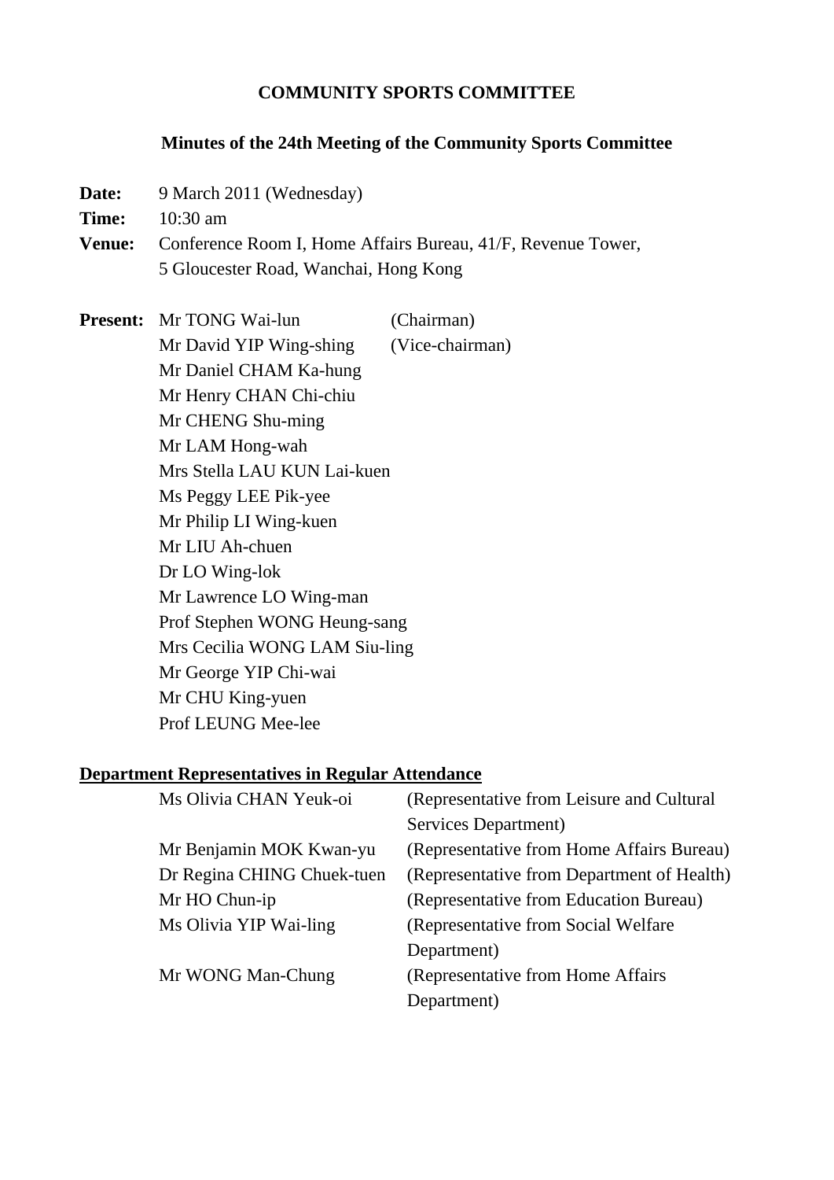# COMMUNITY SPORTS COMMITTEE

## Minutes of the 24th Meeting of the Community Sports Committee

**Date:** 9 March 2011 (Wednesday)

**Time:** 10:30 am

**Venue:** Conference Room I, Home Affairs Bureau, 41/F, Revenue Tower, 5 Gloucester Road, Wanchai, Hong Kong

**Present:**

| | |
|---|---|
| Mr TONG Wai-lun | (Chairman) |
| Mr David YIP Wing-shing | (Vice-chairman) |
| Mr Daniel CHAM Ka-hung | |
| Mr Henry CHAN Chi-chiu | |
| Mr CHENG Shu-ming | |
| Mr LAM Hong-wah | |
| Mrs Stella LAU KUN Lai-kuen | |
| Ms Peggy LEE Pik-yee | |
| Mr Philip LI Wing-kuen | |
| Mr LIU Ah-chuen | |
| Dr LO Wing-lok | |
| Mr Lawrence LO Wing-man | |
| Prof Stephen WONG Heung-sang | |
| Mrs Cecilia WONG LAM Siu-ling | |
| Mr George YIP Chi-wai | |
| Mr CHU King-yuen | |
| Prof LEUNG Mee-lee | |

**Department Representatives in Regular Attendance**

| | |
|---|---|
| Ms Olivia CHAN Yeuk-oi | (Representative from Leisure and Cultural Services Department) |
| Mr Benjamin MOK Kwan-yu | (Representative from Home Affairs Bureau) |
| Dr Regina CHING Chuek-tuen | (Representative from Department of Health) |
| Mr HO Chun-ip | (Representative from Education Bureau) |
| Ms Olivia YIP Wai-ling | (Representative from Social Welfare Department) |
| Mr WONG Man-Chung | (Representative from Home Affairs Department) |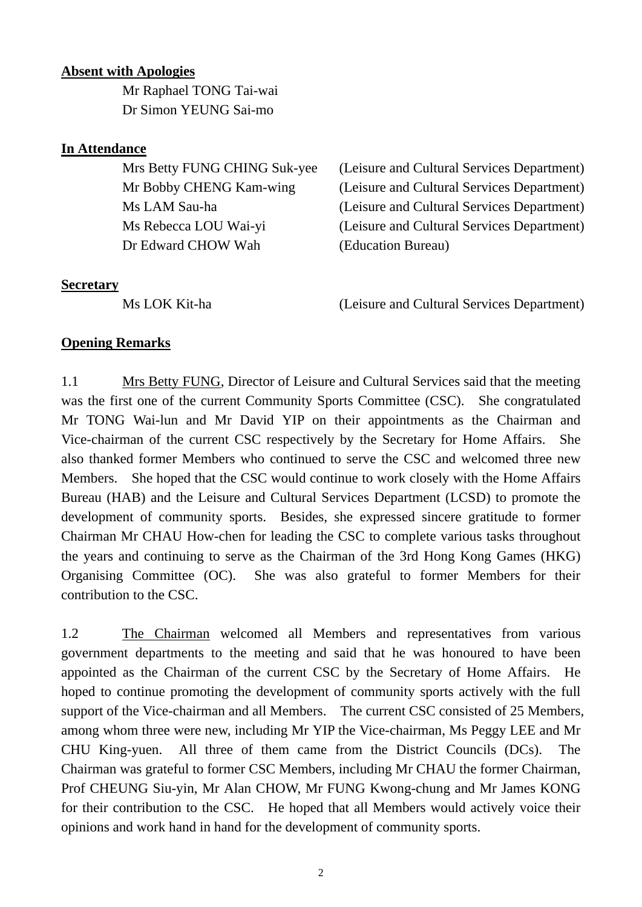**Absent with Apologies**

Mr Raphael TONG Tai-wai
Dr Simon YEUNG Sai-mo

**In Attendance**

| | |
|---|---|
| Mrs Betty FUNG CHING Suk-yee | (Leisure and Cultural Services Department) |
| Mr Bobby CHENG Kam-wing | (Leisure and Cultural Services Department) |
| Ms LAM Sau-ha | (Leisure and Cultural Services Department) |
| Ms Rebecca LOU Wai-yi | (Leisure and Cultural Services Department) |
| Dr Edward CHOW Wah | (Education Bureau) |

**Secretary**

| | |
|---|---|
| Ms LOK Kit-ha | (Leisure and Cultural Services Department) |

**Opening Remarks**

1.1 Mrs Betty FUNG, Director of Leisure and Cultural Services said that the meeting was the first one of the current Community Sports Committee (CSC). She congratulated Mr TONG Wai-lun and Mr David YIP on their appointments as the Chairman and Vice-chairman of the current CSC respectively by the Secretary for Home Affairs. She also thanked former Members who continued to serve the CSC and welcomed three new Members. She hoped that the CSC would continue to work closely with the Home Affairs Bureau (HAB) and the Leisure and Cultural Services Department (LCSD) to promote the development of community sports. Besides, she expressed sincere gratitude to former Chairman Mr CHAU How-chen for leading the CSC to complete various tasks throughout the years and continuing to serve as the Chairman of the 3rd Hong Kong Games (HKG) Organising Committee (OC). She was also grateful to former Members for their contribution to the CSC.

1.2 The Chairman welcomed all Members and representatives from various government departments to the meeting and said that he was honoured to have been appointed as the Chairman of the current CSC by the Secretary of Home Affairs. He hoped to continue promoting the development of community sports actively with the full support of the Vice-chairman and all Members. The current CSC consisted of 25 Members, among whom three were new, including Mr YIP the Vice-chairman, Ms Peggy LEE and Mr CHU King-yuen. All three of them came from the District Councils (DCs). The Chairman was grateful to former CSC Members, including Mr CHAU the former Chairman, Prof CHEUNG Siu-yin, Mr Alan CHOW, Mr FUNG Kwong-chung and Mr James KONG for their contribution to the CSC. He hoped that all Members would actively voice their opinions and work hand in hand for the development of community sports.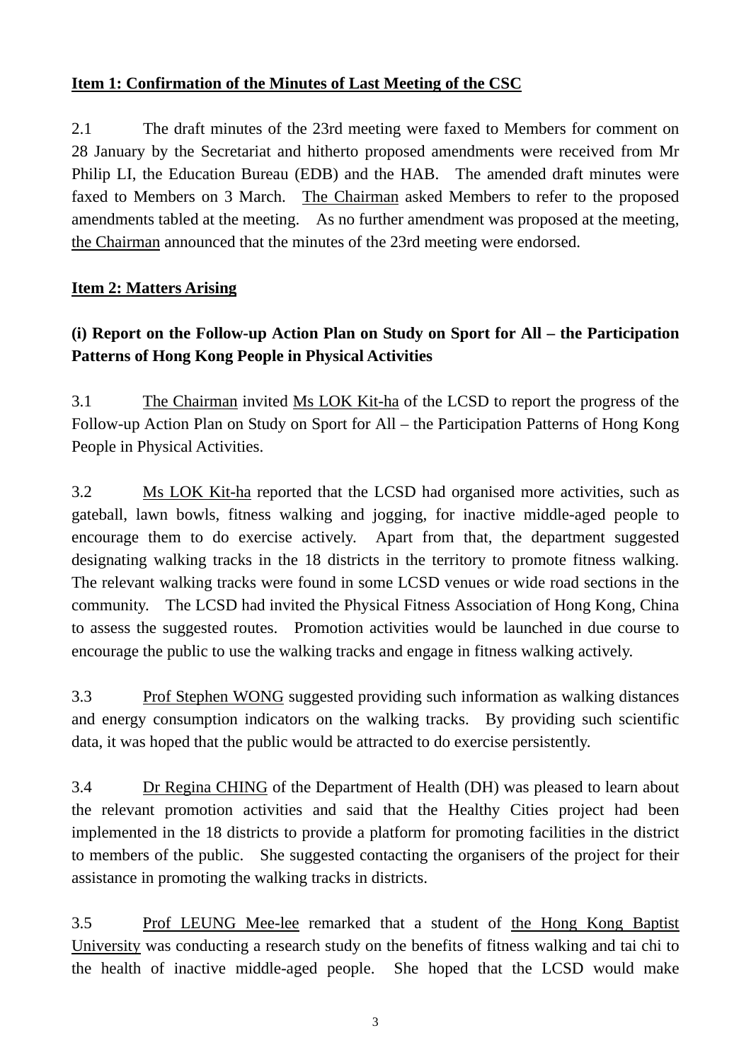**Item 1: Confirmation of the Minutes of Last Meeting of the CSC**

2.1 The draft minutes of the 23rd meeting were faxed to Members for comment on 28 January by the Secretariat and hitherto proposed amendments were received from Mr Philip LI, the Education Bureau (EDB) and the HAB. The amended draft minutes were faxed to Members on 3 March. The Chairman asked Members to refer to the proposed amendments tabled at the meeting. As no further amendment was proposed at the meeting, the Chairman announced that the minutes of the 23rd meeting were endorsed.

**Item 2: Matters Arising**

**(i) Report on the Follow-up Action Plan on Study on Sport for All – the Participation Patterns of Hong Kong People in Physical Activities**

3.1 The Chairman invited Ms LOK Kit-ha of the LCSD to report the progress of the Follow-up Action Plan on Study on Sport for All – the Participation Patterns of Hong Kong People in Physical Activities.

3.2 Ms LOK Kit-ha reported that the LCSD had organised more activities, such as gateball, lawn bowls, fitness walking and jogging, for inactive middle-aged people to encourage them to do exercise actively. Apart from that, the department suggested designating walking tracks in the 18 districts in the territory to promote fitness walking. The relevant walking tracks were found in some LCSD venues or wide road sections in the community. The LCSD had invited the Physical Fitness Association of Hong Kong, China to assess the suggested routes. Promotion activities would be launched in due course to encourage the public to use the walking tracks and engage in fitness walking actively.

3.3 Prof Stephen WONG suggested providing such information as walking distances and energy consumption indicators on the walking tracks. By providing such scientific data, it was hoped that the public would be attracted to do exercise persistently.

3.4 Dr Regina CHING of the Department of Health (DH) was pleased to learn about the relevant promotion activities and said that the Healthy Cities project had been implemented in the 18 districts to provide a platform for promoting facilities in the district to members of the public. She suggested contacting the organisers of the project for their assistance in promoting the walking tracks in districts.

3.5 Prof LEUNG Mee-lee remarked that a student of the Hong Kong Baptist University was conducting a research study on the benefits of fitness walking and tai chi to the health of inactive middle-aged people. She hoped that the LCSD would make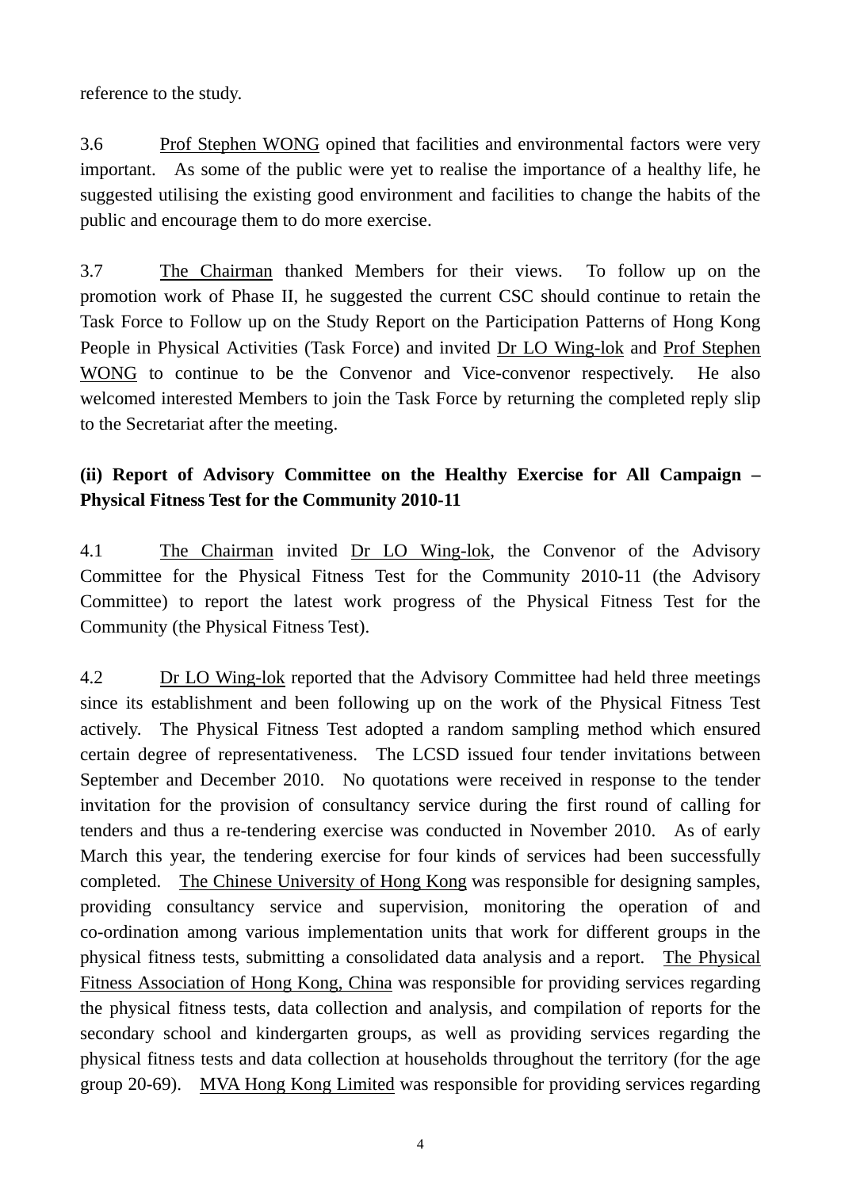reference to the study.

3.6 Prof Stephen WONG opined that facilities and environmental factors were very important. As some of the public were yet to realise the importance of a healthy life, he suggested utilising the existing good environment and facilities to change the habits of the public and encourage them to do more exercise.

3.7 The Chairman thanked Members for their views. To follow up on the promotion work of Phase II, he suggested the current CSC should continue to retain the Task Force to Follow up on the Study Report on the Participation Patterns of Hong Kong People in Physical Activities (Task Force) and invited Dr LO Wing-lok and Prof Stephen WONG to continue to be the Convenor and Vice-convenor respectively. He also welcomed interested Members to join the Task Force by returning the completed reply slip to the Secretariat after the meeting.

**(ii) Report of Advisory Committee on the Healthy Exercise for All Campaign – Physical Fitness Test for the Community 2010-11**

4.1 The Chairman invited Dr LO Wing-lok, the Convenor of the Advisory Committee for the Physical Fitness Test for the Community 2010-11 (the Advisory Committee) to report the latest work progress of the Physical Fitness Test for the Community (the Physical Fitness Test).

4.2 Dr LO Wing-lok reported that the Advisory Committee had held three meetings since its establishment and been following up on the work of the Physical Fitness Test actively. The Physical Fitness Test adopted a random sampling method which ensured certain degree of representativeness. The LCSD issued four tender invitations between September and December 2010. No quotations were received in response to the tender invitation for the provision of consultancy service during the first round of calling for tenders and thus a re-tendering exercise was conducted in November 2010. As of early March this year, the tendering exercise for four kinds of services had been successfully completed. The Chinese University of Hong Kong was responsible for designing samples, providing consultancy service and supervision, monitoring the operation of and co-ordination among various implementation units that work for different groups in the physical fitness tests, submitting a consolidated data analysis and a report. The Physical Fitness Association of Hong Kong, China was responsible for providing services regarding the physical fitness tests, data collection and analysis, and compilation of reports for the secondary school and kindergarten groups, as well as providing services regarding the physical fitness tests and data collection at households throughout the territory (for the age group 20-69). MVA Hong Kong Limited was responsible for providing services regarding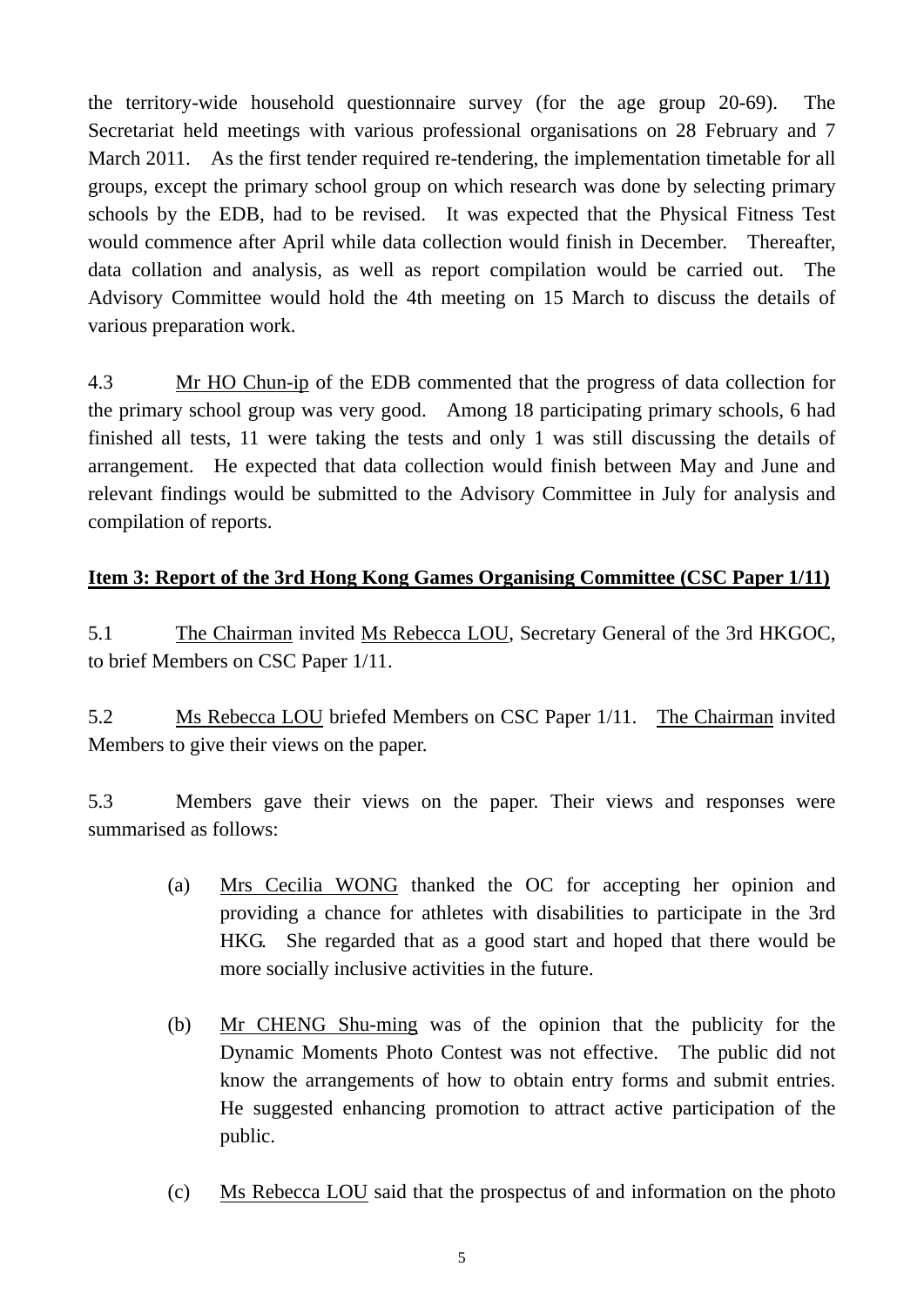the territory-wide household questionnaire survey (for the age group 20-69). The Secretariat held meetings with various professional organisations on 28 February and 7 March 2011. As the first tender required re-tendering, the implementation timetable for all groups, except the primary school group on which research was done by selecting primary schools by the EDB, had to be revised. It was expected that the Physical Fitness Test would commence after April while data collection would finish in December. Thereafter, data collation and analysis, as well as report compilation would be carried out. The Advisory Committee would hold the 4th meeting on 15 March to discuss the details of various preparation work.

4.3 Mr HO Chun-ip of the EDB commented that the progress of data collection for the primary school group was very good. Among 18 participating primary schools, 6 had finished all tests, 11 were taking the tests and only 1 was still discussing the details of arrangement. He expected that data collection would finish between May and June and relevant findings would be submitted to the Advisory Committee in July for analysis and compilation of reports.

**Item 3: Report of the 3rd Hong Kong Games Organising Committee (CSC Paper 1/11)**

5.1 The Chairman invited Ms Rebecca LOU, Secretary General of the 3rd HKGOC, to brief Members on CSC Paper 1/11.

5.2 Ms Rebecca LOU briefed Members on CSC Paper 1/11. The Chairman invited Members to give their views on the paper.

5.3 Members gave their views on the paper. Their views and responses were summarised as follows:

(a) Mrs Cecilia WONG thanked the OC for accepting her opinion and providing a chance for athletes with disabilities to participate in the 3rd HKG. She regarded that as a good start and hoped that there would be more socially inclusive activities in the future.

(b) Mr CHENG Shu-ming was of the opinion that the publicity for the Dynamic Moments Photo Contest was not effective. The public did not know the arrangements of how to obtain entry forms and submit entries. He suggested enhancing promotion to attract active participation of the public.

(c) Ms Rebecca LOU said that the prospectus of and information on the photo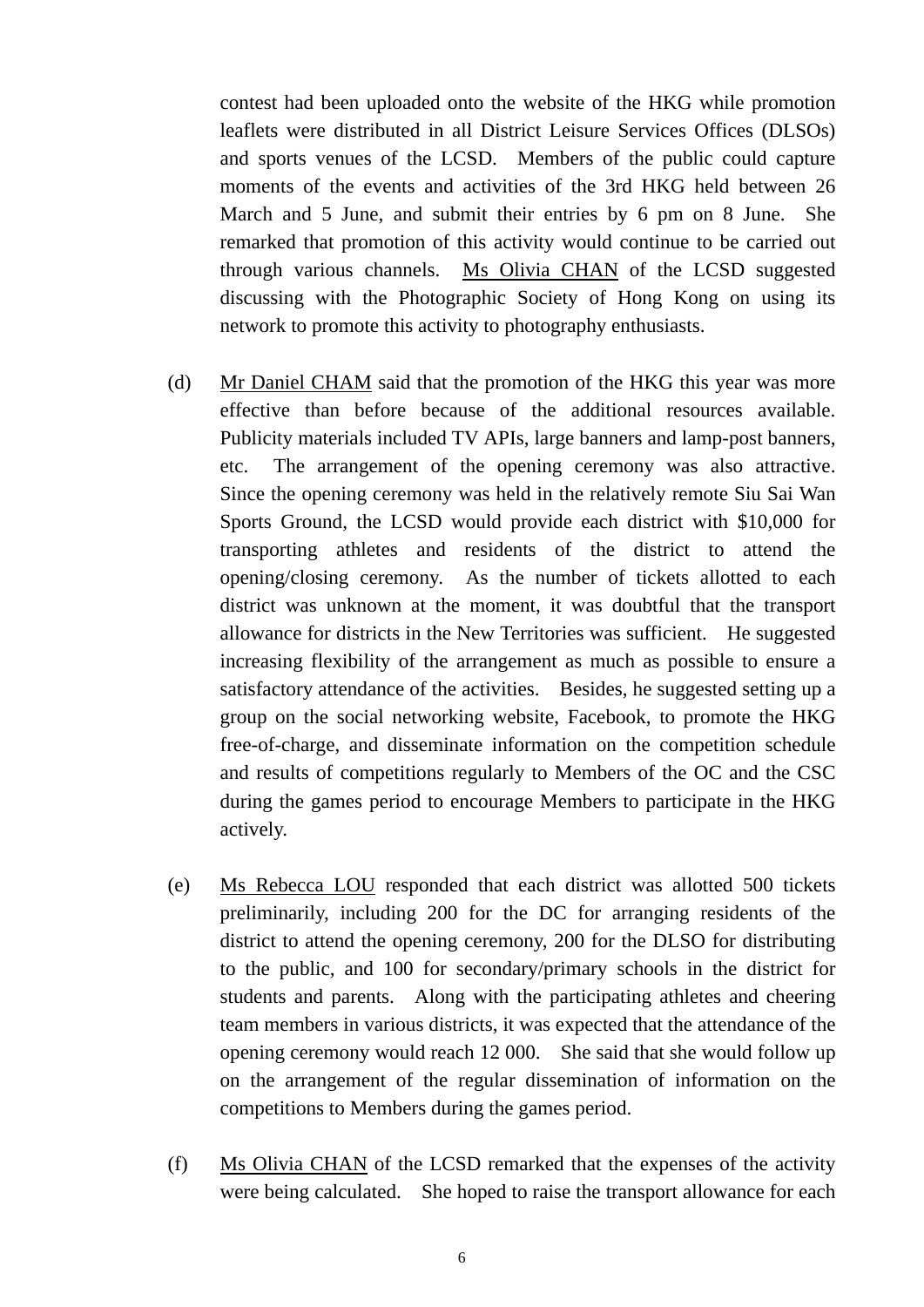contest had been uploaded onto the website of the HKG while promotion leaflets were distributed in all District Leisure Services Offices (DLSOs) and sports venues of the LCSD. Members of the public could capture moments of the events and activities of the 3rd HKG held between 26 March and 5 June, and submit their entries by 6 pm on 8 June. She remarked that promotion of this activity would continue to be carried out through various channels. Ms Olivia CHAN of the LCSD suggested discussing with the Photographic Society of Hong Kong on using its network to promote this activity to photography enthusiasts.

(d) Mr Daniel CHAM said that the promotion of the HKG this year was more effective than before because of the additional resources available. Publicity materials included TV APIs, large banners and lamp-post banners, etc. The arrangement of the opening ceremony was also attractive. Since the opening ceremony was held in the relatively remote Siu Sai Wan Sports Ground, the LCSD would provide each district with $10,000 for transporting athletes and residents of the district to attend the opening/closing ceremony. As the number of tickets allotted to each district was unknown at the moment, it was doubtful that the transport allowance for districts in the New Territories was sufficient. He suggested increasing flexibility of the arrangement as much as possible to ensure a satisfactory attendance of the activities. Besides, he suggested setting up a group on the social networking website, Facebook, to promote the HKG free-of-charge, and disseminate information on the competition schedule and results of competitions regularly to Members of the OC and the CSC during the games period to encourage Members to participate in the HKG actively.

(e) Ms Rebecca LOU responded that each district was allotted 500 tickets preliminarily, including 200 for the DC for arranging residents of the district to attend the opening ceremony, 200 for the DLSO for distributing to the public, and 100 for secondary/primary schools in the district for students and parents. Along with the participating athletes and cheering team members in various districts, it was expected that the attendance of the opening ceremony would reach 12 000. She said that she would follow up on the arrangement of the regular dissemination of information on the competitions to Members during the games period.

(f) Ms Olivia CHAN of the LCSD remarked that the expenses of the activity were being calculated. She hoped to raise the transport allowance for each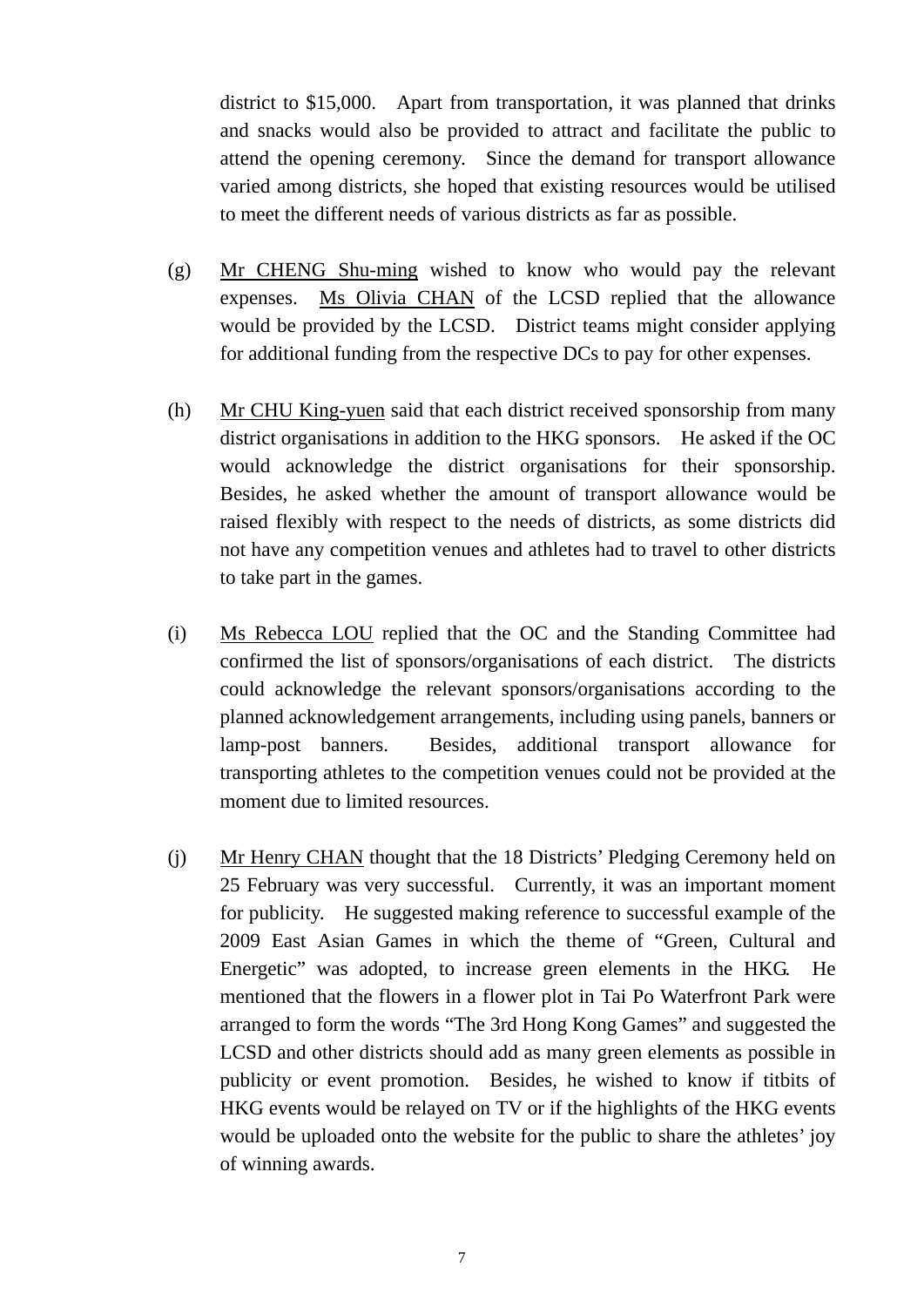district to $15,000. Apart from transportation, it was planned that drinks and snacks would also be provided to attract and facilitate the public to attend the opening ceremony. Since the demand for transport allowance varied among districts, she hoped that existing resources would be utilised to meet the different needs of various districts as far as possible.

(g) Mr CHENG Shu-ming wished to know who would pay the relevant expenses. Ms Olivia CHAN of the LCSD replied that the allowance would be provided by the LCSD. District teams might consider applying for additional funding from the respective DCs to pay for other expenses.

(h) Mr CHU King-yuen said that each district received sponsorship from many district organisations in addition to the HKG sponsors. He asked if the OC would acknowledge the district organisations for their sponsorship. Besides, he asked whether the amount of transport allowance would be raised flexibly with respect to the needs of districts, as some districts did not have any competition venues and athletes had to travel to other districts to take part in the games.

(i) Ms Rebecca LOU replied that the OC and the Standing Committee had confirmed the list of sponsors/organisations of each district. The districts could acknowledge the relevant sponsors/organisations according to the planned acknowledgement arrangements, including using panels, banners or lamp-post banners. Besides, additional transport allowance for transporting athletes to the competition venues could not be provided at the moment due to limited resources.

(j) Mr Henry CHAN thought that the 18 Districts' Pledging Ceremony held on 25 February was very successful. Currently, it was an important moment for publicity. He suggested making reference to successful example of the 2009 East Asian Games in which the theme of "Green, Cultural and Energetic" was adopted, to increase green elements in the HKG. He mentioned that the flowers in a flower plot in Tai Po Waterfront Park were arranged to form the words "The 3rd Hong Kong Games" and suggested the LCSD and other districts should add as many green elements as possible in publicity or event promotion. Besides, he wished to know if titbits of HKG events would be relayed on TV or if the highlights of the HKG events would be uploaded onto the website for the public to share the athletes' joy of winning awards.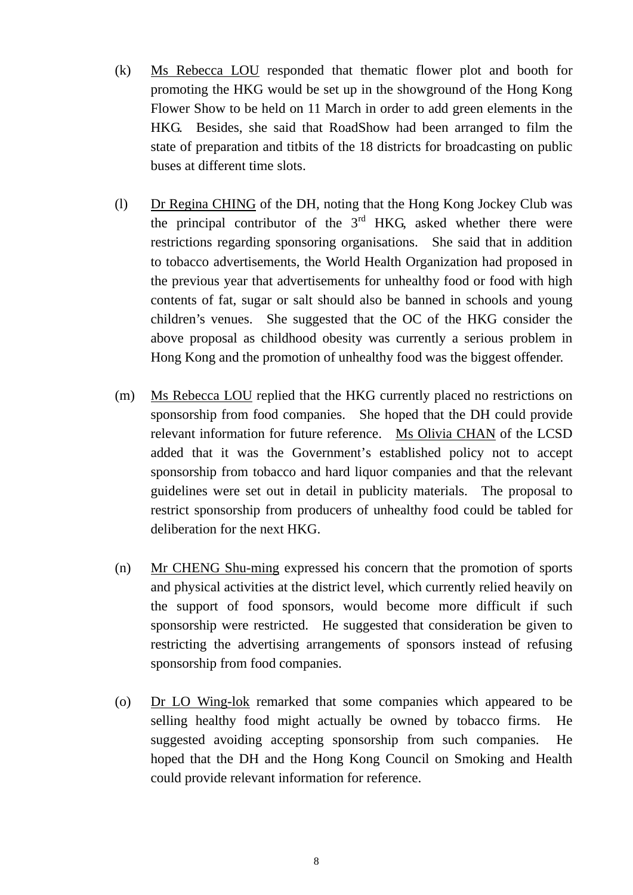(k) Ms Rebecca LOU responded that thematic flower plot and booth for promoting the HKG would be set up in the showground of the Hong Kong Flower Show to be held on 11 March in order to add green elements in the HKG. Besides, she said that RoadShow had been arranged to film the state of preparation and titbits of the 18 districts for broadcasting on public buses at different time slots.

(l) Dr Regina CHING of the DH, noting that the Hong Kong Jockey Club was the principal contributor of the 3rd HKG, asked whether there were restrictions regarding sponsoring organisations. She said that in addition to tobacco advertisements, the World Health Organization had proposed in the previous year that advertisements for unhealthy food or food with high contents of fat, sugar or salt should also be banned in schools and young children's venues. She suggested that the OC of the HKG consider the above proposal as childhood obesity was currently a serious problem in Hong Kong and the promotion of unhealthy food was the biggest offender.

(m) Ms Rebecca LOU replied that the HKG currently placed no restrictions on sponsorship from food companies. She hoped that the DH could provide relevant information for future reference. Ms Olivia CHAN of the LCSD added that it was the Government's established policy not to accept sponsorship from tobacco and hard liquor companies and that the relevant guidelines were set out in detail in publicity materials. The proposal to restrict sponsorship from producers of unhealthy food could be tabled for deliberation for the next HKG.

(n) Mr CHENG Shu-ming expressed his concern that the promotion of sports and physical activities at the district level, which currently relied heavily on the support of food sponsors, would become more difficult if such sponsorship were restricted. He suggested that consideration be given to restricting the advertising arrangements of sponsors instead of refusing sponsorship from food companies.

(o) Dr LO Wing-lok remarked that some companies which appeared to be selling healthy food might actually be owned by tobacco firms. He suggested avoiding accepting sponsorship from such companies. He hoped that the DH and the Hong Kong Council on Smoking and Health could provide relevant information for reference.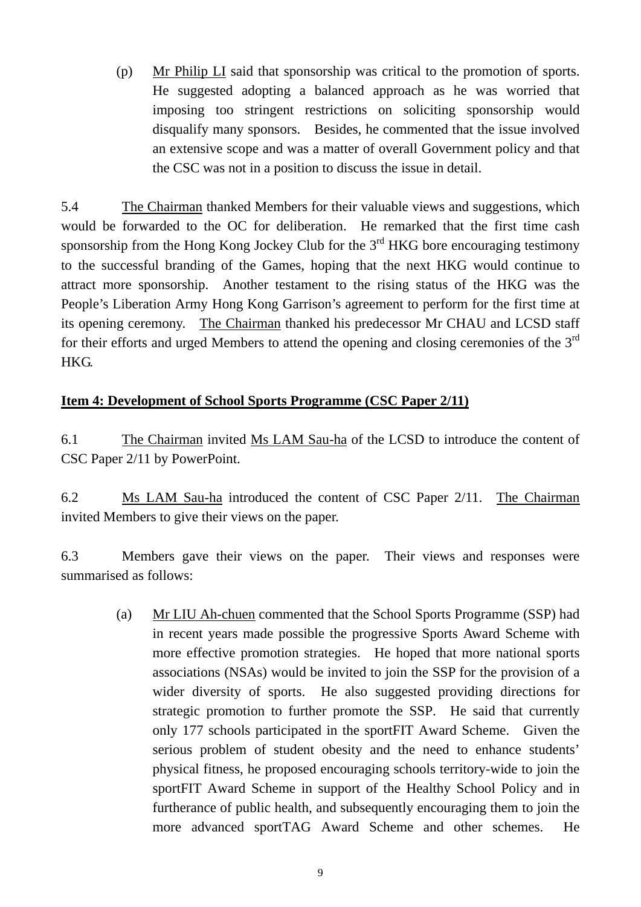(p) Mr Philip LI said that sponsorship was critical to the promotion of sports. He suggested adopting a balanced approach as he was worried that imposing too stringent restrictions on soliciting sponsorship would disqualify many sponsors. Besides, he commented that the issue involved an extensive scope and was a matter of overall Government policy and that the CSC was not in a position to discuss the issue in detail.

5.4 The Chairman thanked Members for their valuable views and suggestions, which would be forwarded to the OC for deliberation. He remarked that the first time cash sponsorship from the Hong Kong Jockey Club for the 3rd HKG bore encouraging testimony to the successful branding of the Games, hoping that the next HKG would continue to attract more sponsorship. Another testament to the rising status of the HKG was the People's Liberation Army Hong Kong Garrison's agreement to perform for the first time at its opening ceremony. The Chairman thanked his predecessor Mr CHAU and LCSD staff for their efforts and urged Members to attend the opening and closing ceremonies of the 3rd HKG.

**Item 4: Development of School Sports Programme (CSC Paper 2/11)**

6.1 The Chairman invited Ms LAM Sau-ha of the LCSD to introduce the content of CSC Paper 2/11 by PowerPoint.

6.2 Ms LAM Sau-ha introduced the content of CSC Paper 2/11. The Chairman invited Members to give their views on the paper.

6.3 Members gave their views on the paper. Their views and responses were summarised as follows:

(a) Mr LIU Ah-chuen commented that the School Sports Programme (SSP) had in recent years made possible the progressive Sports Award Scheme with more effective promotion strategies. He hoped that more national sports associations (NSAs) would be invited to join the SSP for the provision of a wider diversity of sports. He also suggested providing directions for strategic promotion to further promote the SSP. He said that currently only 177 schools participated in the sportFIT Award Scheme. Given the serious problem of student obesity and the need to enhance students' physical fitness, he proposed encouraging schools territory-wide to join the sportFIT Award Scheme in support of the Healthy School Policy and in furtherance of public health, and subsequently encouraging them to join the more advanced sportTAG Award Scheme and other schemes. He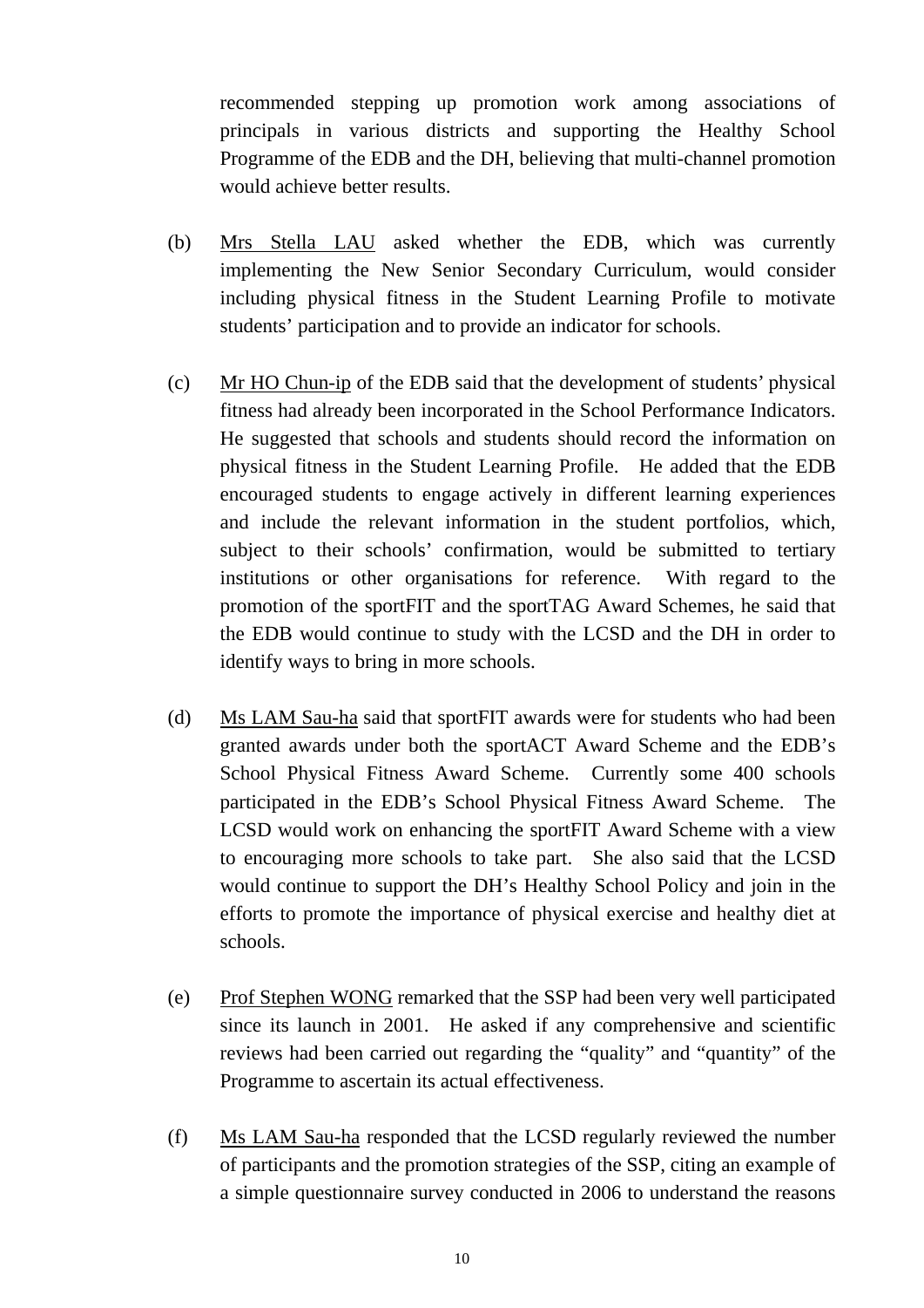recommended stepping up promotion work among associations of principals in various districts and supporting the Healthy School Programme of the EDB and the DH, believing that multi-channel promotion would achieve better results.

(b) Mrs Stella LAU asked whether the EDB, which was currently implementing the New Senior Secondary Curriculum, would consider including physical fitness in the Student Learning Profile to motivate students' participation and to provide an indicator for schools.

(c) Mr HO Chun-ip of the EDB said that the development of students' physical fitness had already been incorporated in the School Performance Indicators. He suggested that schools and students should record the information on physical fitness in the Student Learning Profile. He added that the EDB encouraged students to engage actively in different learning experiences and include the relevant information in the student portfolios, which, subject to their schools' confirmation, would be submitted to tertiary institutions or other organisations for reference. With regard to the promotion of the sportFIT and the sportTAG Award Schemes, he said that the EDB would continue to study with the LCSD and the DH in order to identify ways to bring in more schools.

(d) Ms LAM Sau-ha said that sportFIT awards were for students who had been granted awards under both the sportACT Award Scheme and the EDB's School Physical Fitness Award Scheme. Currently some 400 schools participated in the EDB's School Physical Fitness Award Scheme. The LCSD would work on enhancing the sportFIT Award Scheme with a view to encouraging more schools to take part. She also said that the LCSD would continue to support the DH's Healthy School Policy and join in the efforts to promote the importance of physical exercise and healthy diet at schools.

(e) Prof Stephen WONG remarked that the SSP had been very well participated since its launch in 2001. He asked if any comprehensive and scientific reviews had been carried out regarding the "quality" and "quantity" of the Programme to ascertain its actual effectiveness.

(f) Ms LAM Sau-ha responded that the LCSD regularly reviewed the number of participants and the promotion strategies of the SSP, citing an example of a simple questionnaire survey conducted in 2006 to understand the reasons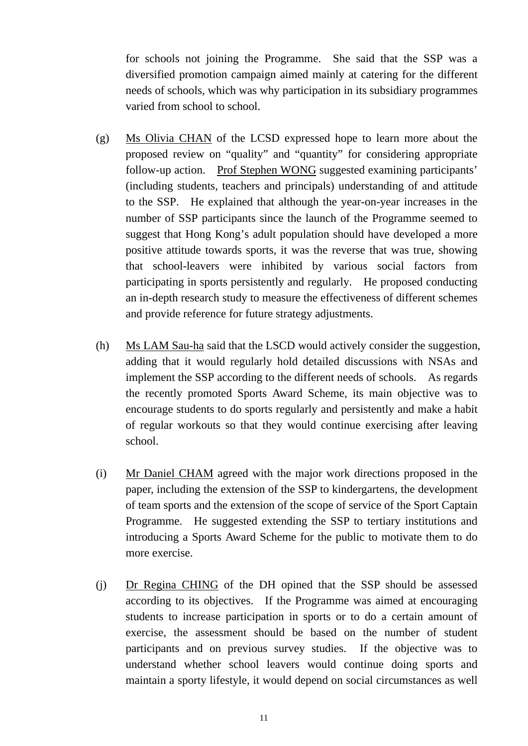for schools not joining the Programme. She said that the SSP was a diversified promotion campaign aimed mainly at catering for the different needs of schools, which was why participation in its subsidiary programmes varied from school to school.

(g) Ms Olivia CHAN of the LCSD expressed hope to learn more about the proposed review on "quality" and "quantity" for considering appropriate follow-up action. Prof Stephen WONG suggested examining participants' (including students, teachers and principals) understanding of and attitude to the SSP. He explained that although the year-on-year increases in the number of SSP participants since the launch of the Programme seemed to suggest that Hong Kong's adult population should have developed a more positive attitude towards sports, it was the reverse that was true, showing that school-leavers were inhibited by various social factors from participating in sports persistently and regularly. He proposed conducting an in-depth research study to measure the effectiveness of different schemes and provide reference for future strategy adjustments.

(h) Ms LAM Sau-ha said that the LSCD would actively consider the suggestion, adding that it would regularly hold detailed discussions with NSAs and implement the SSP according to the different needs of schools. As regards the recently promoted Sports Award Scheme, its main objective was to encourage students to do sports regularly and persistently and make a habit of regular workouts so that they would continue exercising after leaving school.

(i) Mr Daniel CHAM agreed with the major work directions proposed in the paper, including the extension of the SSP to kindergartens, the development of team sports and the extension of the scope of service of the Sport Captain Programme. He suggested extending the SSP to tertiary institutions and introducing a Sports Award Scheme for the public to motivate them to do more exercise.

(j) Dr Regina CHING of the DH opined that the SSP should be assessed according to its objectives. If the Programme was aimed at encouraging students to increase participation in sports or to do a certain amount of exercise, the assessment should be based on the number of student participants and on previous survey studies. If the objective was to understand whether school leavers would continue doing sports and maintain a sporty lifestyle, it would depend on social circumstances as well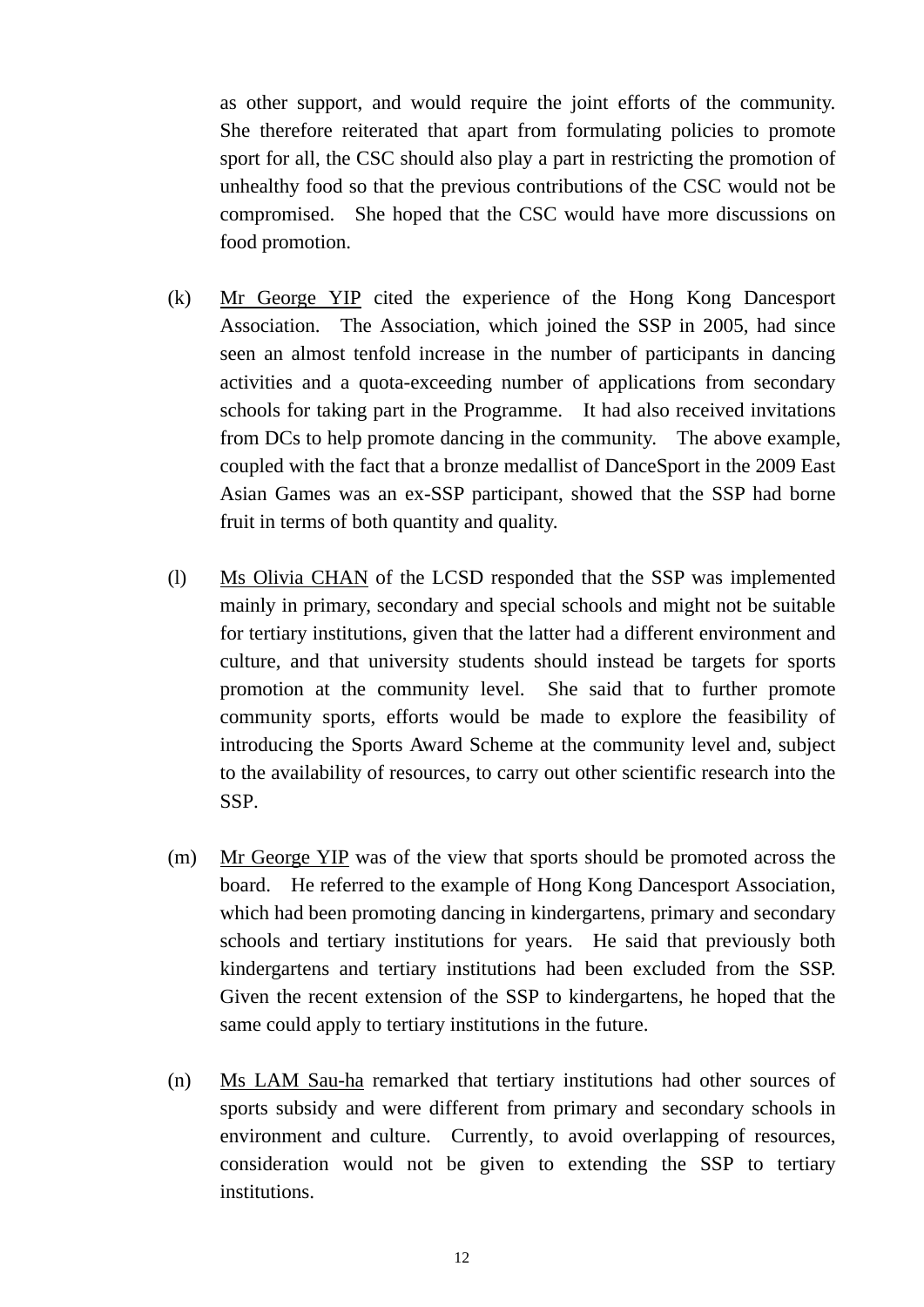as other support, and would require the joint efforts of the community. She therefore reiterated that apart from formulating policies to promote sport for all, the CSC should also play a part in restricting the promotion of unhealthy food so that the previous contributions of the CSC would not be compromised. She hoped that the CSC would have more discussions on food promotion.

(k) Mr George YIP cited the experience of the Hong Kong Dancesport Association. The Association, which joined the SSP in 2005, had since seen an almost tenfold increase in the number of participants in dancing activities and a quota-exceeding number of applications from secondary schools for taking part in the Programme. It had also received invitations from DCs to help promote dancing in the community. The above example, coupled with the fact that a bronze medallist of DanceSport in the 2009 East Asian Games was an ex-SSP participant, showed that the SSP had borne fruit in terms of both quantity and quality.

(l) Ms Olivia CHAN of the LCSD responded that the SSP was implemented mainly in primary, secondary and special schools and might not be suitable for tertiary institutions, given that the latter had a different environment and culture, and that university students should instead be targets for sports promotion at the community level. She said that to further promote community sports, efforts would be made to explore the feasibility of introducing the Sports Award Scheme at the community level and, subject to the availability of resources, to carry out other scientific research into the SSP.

(m) Mr George YIP was of the view that sports should be promoted across the board. He referred to the example of Hong Kong Dancesport Association, which had been promoting dancing in kindergartens, primary and secondary schools and tertiary institutions for years. He said that previously both kindergartens and tertiary institutions had been excluded from the SSP. Given the recent extension of the SSP to kindergartens, he hoped that the same could apply to tertiary institutions in the future.

(n) Ms LAM Sau-ha remarked that tertiary institutions had other sources of sports subsidy and were different from primary and secondary schools in environment and culture. Currently, to avoid overlapping of resources, consideration would not be given to extending the SSP to tertiary institutions.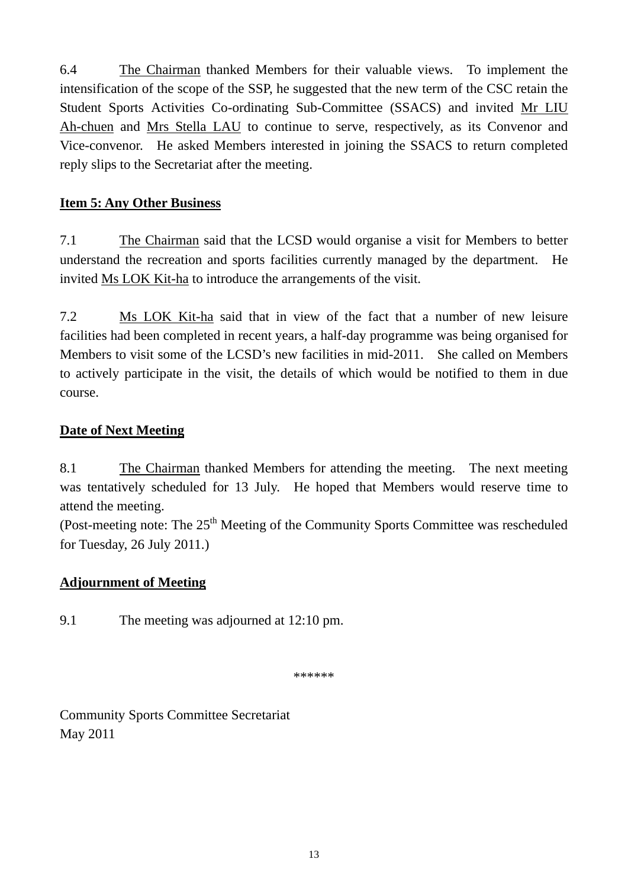6.4 The Chairman thanked Members for their valuable views. To implement the intensification of the scope of the SSP, he suggested that the new term of the CSC retain the Student Sports Activities Co-ordinating Sub-Committee (SSACS) and invited Mr LIU Ah-chuen and Mrs Stella LAU to continue to serve, respectively, as its Convenor and Vice-convenor. He asked Members interested in joining the SSACS to return completed reply slips to the Secretariat after the meeting.

**Item 5: Any Other Business**

7.1 The Chairman said that the LCSD would organise a visit for Members to better understand the recreation and sports facilities currently managed by the department. He invited Ms LOK Kit-ha to introduce the arrangements of the visit.

7.2 Ms LOK Kit-ha said that in view of the fact that a number of new leisure facilities had been completed in recent years, a half-day programme was being organised for Members to visit some of the LCSD's new facilities in mid-2011. She called on Members to actively participate in the visit, the details of which would be notified to them in due course.

**Date of Next Meeting**

8.1 The Chairman thanked Members for attending the meeting. The next meeting was tentatively scheduled for 13 July. He hoped that Members would reserve time to attend the meeting.
(Post-meeting note: The 25th Meeting of the Community Sports Committee was rescheduled for Tuesday, 26 July 2011.)

**Adjournment of Meeting**

9.1 The meeting was adjourned at 12:10 pm.

******

Community Sports Committee Secretariat
May 2011